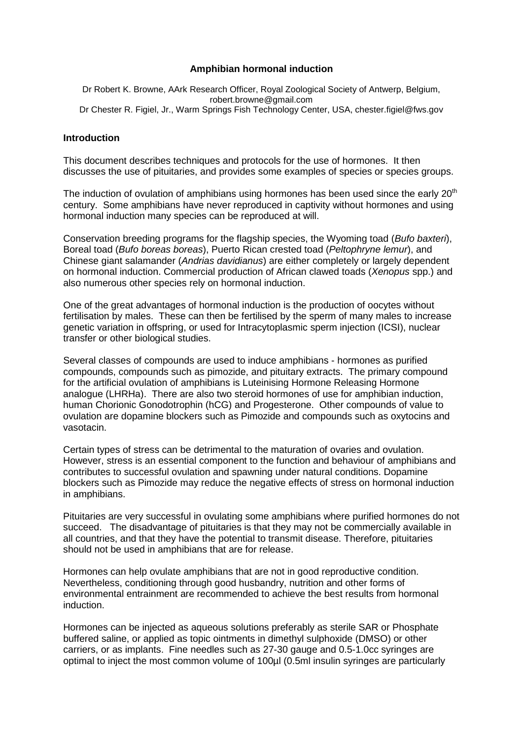**Amphibian hormonal induction**

Dr Robert K. Browne, AArk Research Officer, Royal Zoological Society of Antwerp, Belgium, robert.browne@gmail.com
Dr Chester R. Figiel, Jr., Warm Springs Fish Technology Center, USA, chester.figiel@fws.gov

## Introduction

This document describes techniques and protocols for the use of hormones. It then discusses the use of pituitaries, and provides some examples of species or species groups.

The induction of ovulation of amphibians using hormones has been used since the early 20th century. Some amphibians have never reproduced in captivity without hormones and using hormonal induction many species can be reproduced at will.

Conservation breeding programs for the flagship species, the Wyoming toad (*Bufo baxteri*), Boreal toad (*Bufo boreas boreas*), Puerto Rican crested toad (*Peltophryne lemur*), and Chinese giant salamander (*Andrias davidianus*) are either completely or largely dependent on hormonal induction. Commercial production of African clawed toads (*Xenopus* spp.) and also numerous other species rely on hormonal induction.

One of the great advantages of hormonal induction is the production of oocytes without fertilisation by males. These can then be fertilised by the sperm of many males to increase genetic variation in offspring, or used for Intracytoplasmic sperm injection (ICSI), nuclear transfer or other biological studies.

Several classes of compounds are used to induce amphibians - hormones as purified compounds, compounds such as pimozide, and pituitary extracts. The primary compound for the artificial ovulation of amphibians is Luteinising Hormone Releasing Hormone analogue (LHRHa). There are also two steroid hormones of use for amphibian induction, human Chorionic Gonodotrophin (hCG) and Progesterone. Other compounds of value to ovulation are dopamine blockers such as Pimozide and compounds such as oxytocins and vasotacin.

Certain types of stress can be detrimental to the maturation of ovaries and ovulation. However, stress is an essential component to the function and behaviour of amphibians and contributes to successful ovulation and spawning under natural conditions. Dopamine blockers such as Pimozide may reduce the negative effects of stress on hormonal induction in amphibians.

Pituitaries are very successful in ovulating some amphibians where purified hormones do not succeed. The disadvantage of pituitaries is that they may not be commercially available in all countries, and that they have the potential to transmit disease. Therefore, pituitaries should not be used in amphibians that are for release.

Hormones can help ovulate amphibians that are not in good reproductive condition. Nevertheless, conditioning through good husbandry, nutrition and other forms of environmental entrainment are recommended to achieve the best results from hormonal induction.

Hormones can be injected as aqueous solutions preferably as sterile SAR or Phosphate buffered saline, or applied as topic ointments in dimethyl sulphoxide (DMSO) or other carriers, or as implants. Fine needles such as 27-30 gauge and 0.5-1.0cc syringes are optimal to inject the most common volume of 100µl (0.5ml insulin syringes are particularly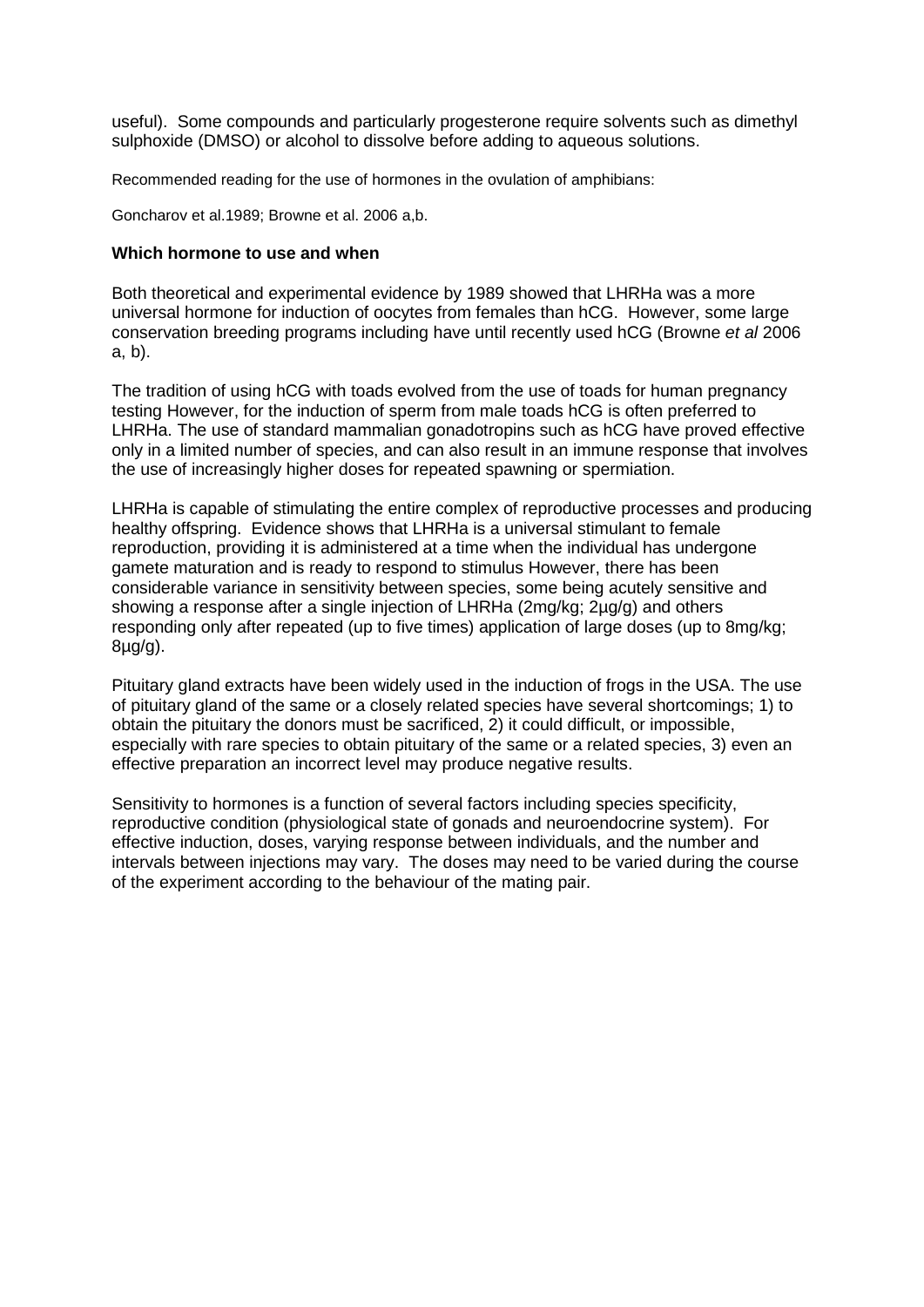useful). Some compounds and particularly progesterone require solvents such as dimethyl sulphoxide (DMSO) or alcohol to dissolve before adding to aqueous solutions.

Recommended reading for the use of hormones in the ovulation of amphibians:

Goncharov et al.1989; Browne et al. 2006 a,b.

**Which hormone to use and when**

Both theoretical and experimental evidence by 1989 showed that LHRHa was a more universal hormone for induction of oocytes from females than hCG. However, some large conservation breeding programs including have until recently used hCG (Browne *et al* 2006 a, b).

The tradition of using hCG with toads evolved from the use of toads for human pregnancy testing However, for the induction of sperm from male toads hCG is often preferred to LHRHa. The use of standard mammalian gonadotropins such as hCG have proved effective only in a limited number of species, and can also result in an immune response that involves the use of increasingly higher doses for repeated spawning or spermiation.

LHRHa is capable of stimulating the entire complex of reproductive processes and producing healthy offspring. Evidence shows that LHRHa is a universal stimulant to female reproduction, providing it is administered at a time when the individual has undergone gamete maturation and is ready to respond to stimulus However, there has been considerable variance in sensitivity between species, some being acutely sensitive and showing a response after a single injection of LHRHa (2mg/kg; 2µg/g) and others responding only after repeated (up to five times) application of large doses (up to 8mg/kg; 8µg/g).

Pituitary gland extracts have been widely used in the induction of frogs in the USA. The use of pituitary gland of the same or a closely related species have several shortcomings; 1) to obtain the pituitary the donors must be sacrificed, 2) it could difficult, or impossible, especially with rare species to obtain pituitary of the same or a related species, 3) even an effective preparation an incorrect level may produce negative results.

Sensitivity to hormones is a function of several factors including species specificity, reproductive condition (physiological state of gonads and neuroendocrine system). For effective induction, doses, varying response between individuals, and the number and intervals between injections may vary. The doses may need to be varied during the course of the experiment according to the behaviour of the mating pair.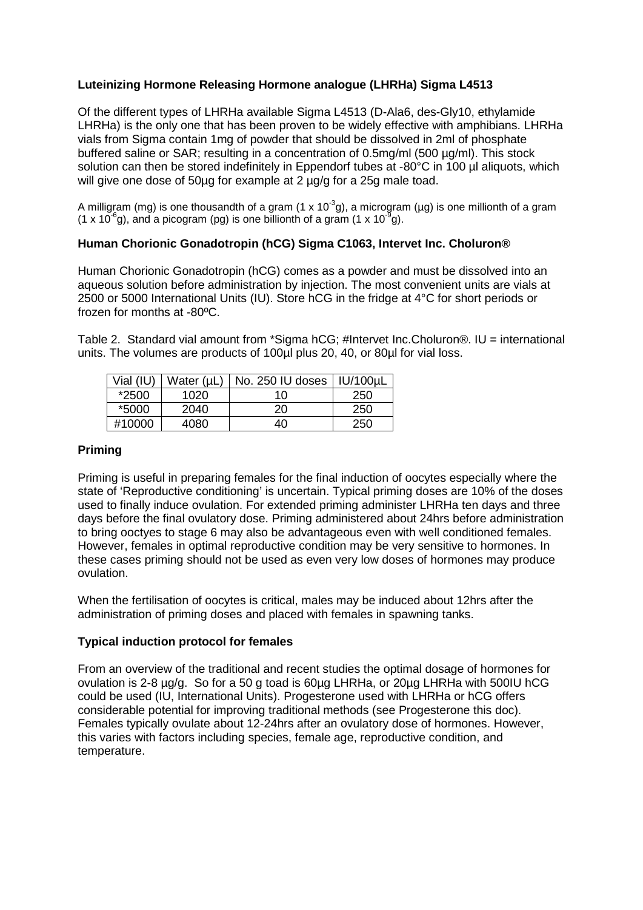**Luteinizing Hormone Releasing Hormone analogue (LHRHa) Sigma L4513**

Of the different types of LHRHa available Sigma L4513 (D-Ala6, des-Gly10, ethylamide LHRHa) is the only one that has been proven to be widely effective with amphibians. LHRHa vials from Sigma contain 1mg of powder that should be dissolved in 2ml of phosphate buffered saline or SAR; resulting in a concentration of 0.5mg/ml (500 µg/ml). This stock solution can then be stored indefinitely in Eppendorf tubes at -80°C in 100 µl aliquots, which will give one dose of 50µg for example at 2 µg/g for a 25g male toad.

A milligram (mg) is one thousandth of a gram ($1 \times 10^{-3}$g), a microgram (µg) is one millionth of a gram ($1 \times 10^{-6}$g), and a picogram (pg) is one billionth of a gram ($1 \times 10^{-9}$g).

**Human Chorionic Gonadotropin (hCG) Sigma C1063, Intervet Inc. Choluron®**

Human Chorionic Gonadotropin (hCG) comes as a powder and must be dissolved into an aqueous solution before administration by injection. The most convenient units are vials at 2500 or 5000 International Units (IU). Store hCG in the fridge at 4°C for short periods or frozen for months at -80ºC.

Table 2. Standard vial amount from *Sigma hCG; #Intervet Inc.Choluron®. IU = international units. The volumes are products of 100µl plus 20, 40, or 80µl for vial loss.

| Vial (IU) | Water (µL) | No. 250 IU doses | IU/100µL |
|---|---|---|---|
| *2500 | 1020 | 10 | 250 |
| *5000 | 2040 | 20 | 250 |
| #10000 | 4080 | 40 | 250 |

**Priming**

Priming is useful in preparing females for the final induction of oocytes especially where the state of 'Reproductive conditioning' is uncertain. Typical priming doses are 10% of the doses used to finally induce ovulation. For extended priming administer LHRHa ten days and three days before the final ovulatory dose. Priming administered about 24hrs before administration to bring ooctyes to stage 6 may also be advantageous even with well conditioned females. However, females in optimal reproductive condition may be very sensitive to hormones. In these cases priming should not be used as even very low doses of hormones may produce ovulation.

When the fertilisation of oocytes is critical, males may be induced about 12hrs after the administration of priming doses and placed with females in spawning tanks.

**Typical induction protocol for females**

From an overview of the traditional and recent studies the optimal dosage of hormones for ovulation is 2-8 µg/g. So for a 50 g toad is 60µg LHRHa, or 20µg LHRHa with 500IU hCG could be used (IU, International Units). Progesterone used with LHRHa or hCG offers considerable potential for improving traditional methods (see Progesterone this doc). Females typically ovulate about 12-24hrs after an ovulatory dose of hormones. However, this varies with factors including species, female age, reproductive condition, and temperature.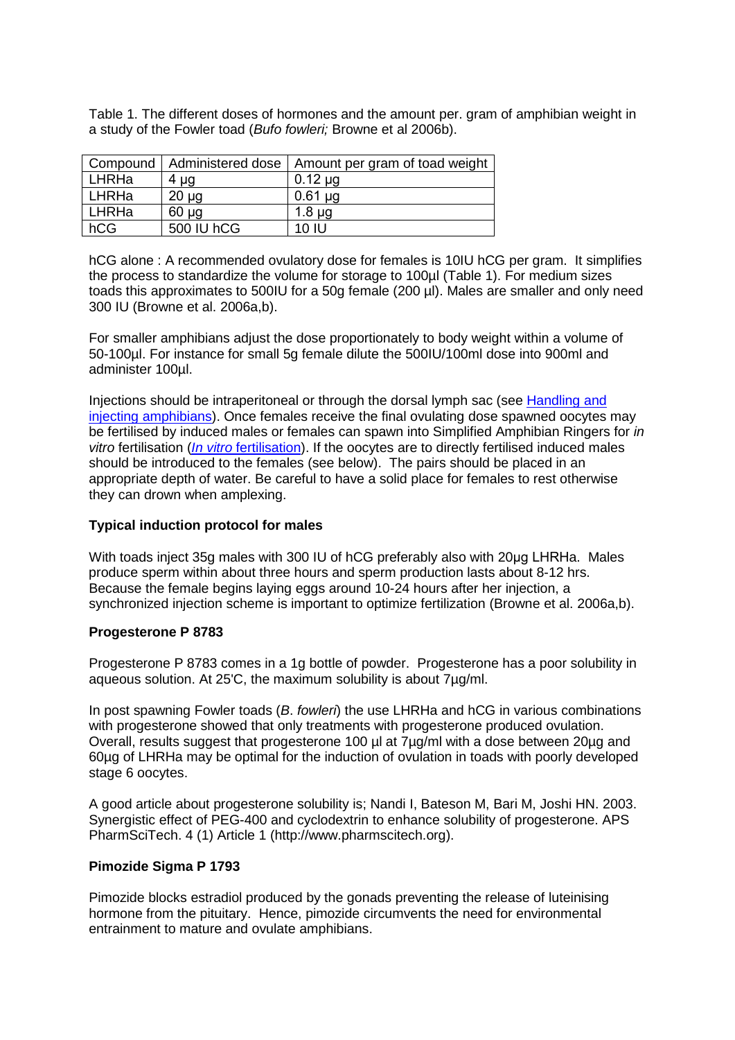Table 1. The different doses of hormones and the amount per. gram of amphibian weight in a study of the Fowler toad (*Bufo fowleri;* Browne et al 2006b).

| Compound | Administered dose | Amount per gram of toad weight |
|---|---|---|
| LHRHa | 4 µg | 0.12 µg |
| LHRHa | 20 µg | 0.61 µg |
| LHRHa | 60 µg | 1.8 µg |
| hCG | 500 IU hCG | 10 IU |

hCG alone : A recommended ovulatory dose for females is 10IU hCG per gram. It simplifies the process to standardize the volume for storage to 100µl (Table 1). For medium sizes toads this approximates to 500IU for a 50g female (200 µl). Males are smaller and only need 300 IU (Browne et al. 2006a,b).

For smaller amphibians adjust the dose proportionately to body weight within a volume of 50-100µl. For instance for small 5g female dilute the 500IU/100ml dose into 900ml and administer 100µl.

Injections should be intraperitoneal or through the dorsal lymph sac (see [Handling and injecting amphibians]). Once females receive the final ovulating dose spawned oocytes may be fertilised by induced males or females can spawn into Simplified Amphibian Ringers for *in vitro* fertilisation ([*In vitro* fertilisation]). If the oocytes are to directly fertilised induced males should be introduced to the females (see below). The pairs should be placed in an appropriate depth of water. Be careful to have a solid place for females to rest otherwise they can drown when amplexing.

**Typical induction protocol for males**

With toads inject 35g males with 300 IU of hCG preferably also with 20µg LHRHa. Males produce sperm within about three hours and sperm production lasts about 8-12 hrs. Because the female begins laying eggs around 10-24 hours after her injection, a synchronized injection scheme is important to optimize fertilization (Browne et al. 2006a,b).

**Progesterone P 8783**

Progesterone P 8783 comes in a 1g bottle of powder. Progesterone has a poor solubility in aqueous solution. At 25'C, the maximum solubility is about 7µg/ml.

In post spawning Fowler toads (*B. fowleri*) the use LHRHa and hCG in various combinations with progesterone showed that only treatments with progesterone produced ovulation. Overall, results suggest that progesterone 100 µl at 7µg/ml with a dose between 20µg and 60µg of LHRHa may be optimal for the induction of ovulation in toads with poorly developed stage 6 oocytes.

A good article about progesterone solubility is; Nandi I, Bateson M, Bari M, Joshi HN. 2003. Synergistic effect of PEG-400 and cyclodextrin to enhance solubility of progesterone. APS PharmSciTech. 4 (1) Article 1 (http://www.pharmscitech.org).

**Pimozide Sigma P 1793**

Pimozide blocks estradiol produced by the gonads preventing the release of luteinising hormone from the pituitary. Hence, pimozide circumvents the need for environmental entrainment to mature and ovulate amphibians.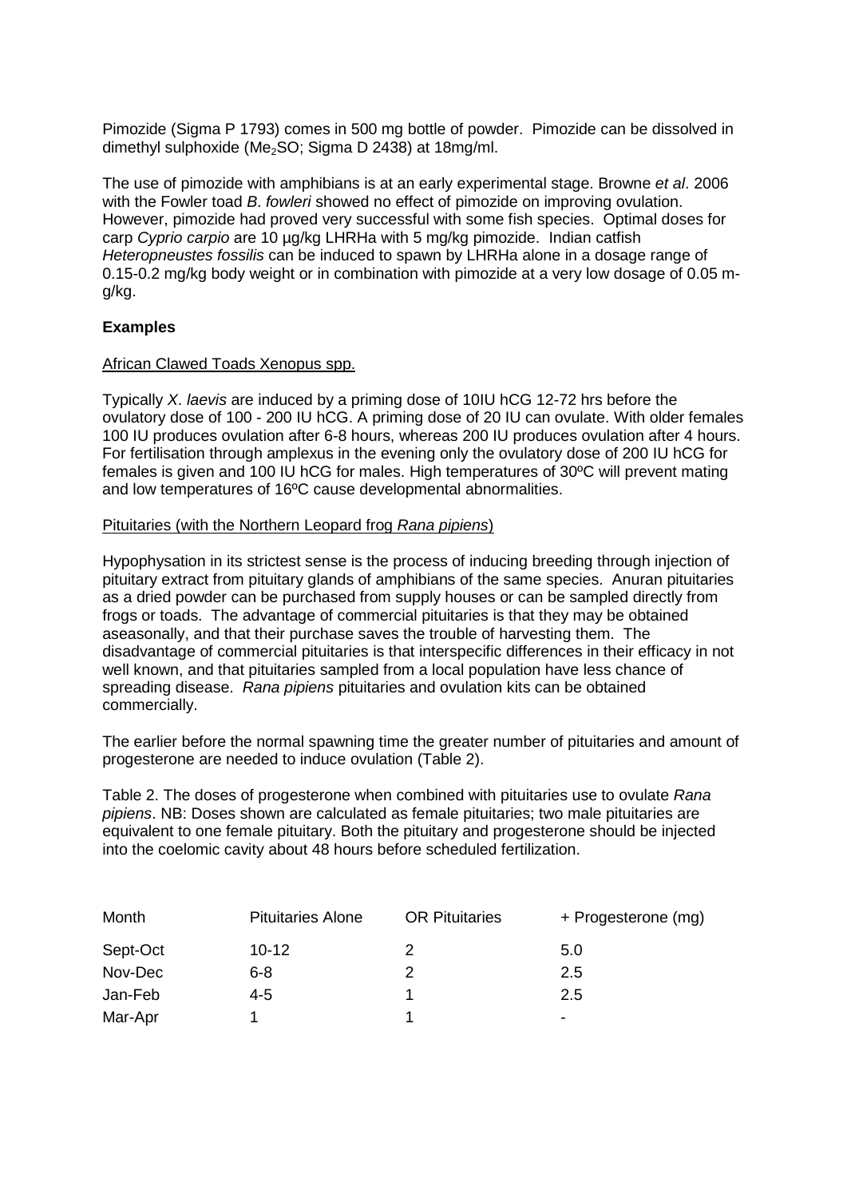Pimozide (Sigma P 1793) comes in 500 mg bottle of powder. Pimozide can be dissolved in dimethyl sulphoxide ($Me_2SO$; Sigma D 2438) at 18mg/ml.

The use of pimozide with amphibians is at an early experimental stage. Browne *et al*. 2006 with the Fowler toad *B*. *fowleri* showed no effect of pimozide on improving ovulation. However, pimozide had proved very successful with some fish species. Optimal doses for carp *Cyprio carpio* are 10 µg/kg LHRHa with 5 mg/kg pimozide. Indian catfish *Heteropneustes fossilis* can be induced to spawn by LHRHa alone in a dosage range of 0.15-0.2 mg/kg body weight or in combination with pimozide at a very low dosage of 0.05 m-g/kg.

**Examples**

African Clawed Toads Xenopus spp.

Typically *X*. *laevis* are induced by a priming dose of 10IU hCG 12-72 hrs before the ovulatory dose of 100 - 200 IU hCG. A priming dose of 20 IU can ovulate. With older females 100 IU produces ovulation after 6-8 hours, whereas 200 IU produces ovulation after 4 hours. For fertilisation through amplexus in the evening only the ovulatory dose of 200 IU hCG for females is given and 100 IU hCG for males. High temperatures of 30ºC will prevent mating and low temperatures of 16ºC cause developmental abnormalities.

Pituitaries (with the Northern Leopard frog *Rana pipiens*)

Hypophysation in its strictest sense is the process of inducing breeding through injection of pituitary extract from pituitary glands of amphibians of the same species. Anuran pituitaries as a dried powder can be purchased from supply houses or can be sampled directly from frogs or toads. The advantage of commercial pituitaries is that they may be obtained aseasonally, and that their purchase saves the trouble of harvesting them. The disadvantage of commercial pituitaries is that interspecific differences in their efficacy in not well known, and that pituitaries sampled from a local population have less chance of spreading disease. *Rana pipiens* pituitaries and ovulation kits can be obtained commercially.

The earlier before the normal spawning time the greater number of pituitaries and amount of progesterone are needed to induce ovulation (Table 2).

Table 2. The doses of progesterone when combined with pituitaries use to ovulate *Rana pipiens*. NB: Doses shown are calculated as female pituitaries; two male pituitaries are equivalent to one female pituitary. Both the pituitary and progesterone should be injected into the coelomic cavity about 48 hours before scheduled fertilization.

| Month | Pituitaries Alone | OR Pituitaries | + Progesterone (mg) |
|---|---|---|---|
| Sept-Oct | 10-12 | 2 | 5.0 |
| Nov-Dec | 6-8 | 2 | 2.5 |
| Jan-Feb | 4-5 | 1 | 2.5 |
| Mar-Apr | 1 | 1 | - |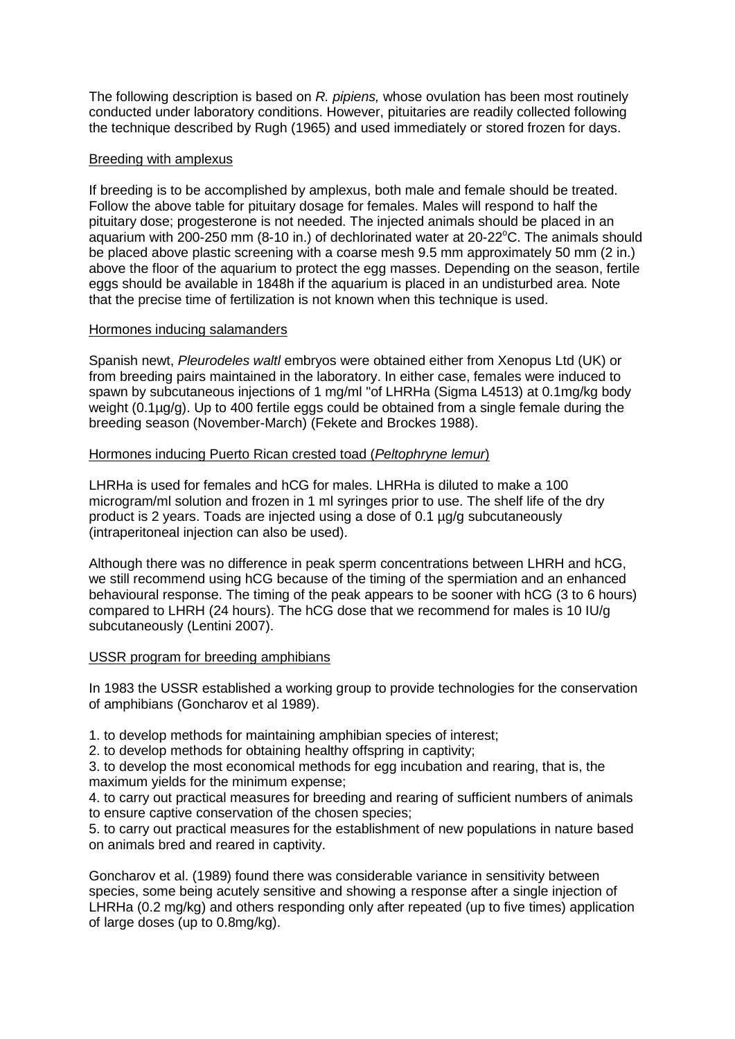The following description is based on *R. pipiens,* whose ovulation has been most routinely conducted under laboratory conditions. However, pituitaries are readily collected following the technique described by Rugh (1965) and used immediately or stored frozen for days.

Breeding with amplexus

If breeding is to be accomplished by amplexus, both male and female should be treated. Follow the above table for pituitary dosage for females. Males will respond to half the pituitary dose; progesterone is not needed. The injected animals should be placed in an aquarium with 200-250 mm (8-10 in.) of dechlorinated water at 20-22°C. The animals should be placed above plastic screening with a coarse mesh 9.5 mm approximately 50 mm (2 in.) above the floor of the aquarium to protect the egg masses. Depending on the season, fertile eggs should be available in 1848h if the aquarium is placed in an undisturbed area. Note that the precise time of fertilization is not known when this technique is used.

Hormones inducing salamanders

Spanish newt, *Pleurodeles waltl* embryos were obtained either from Xenopus Ltd (UK) or from breeding pairs maintained in the laboratory. In either case, females were induced to spawn by subcutaneous injections of 1 mg/ml "of LHRHa (Sigma L4513) at 0.1mg/kg body weight (0.1µg/g). Up to 400 fertile eggs could be obtained from a single female during the breeding season (November-March) (Fekete and Brockes 1988).

Hormones inducing Puerto Rican crested toad (*Peltophryne lemur*)

LHRHa is used for females and hCG for males. LHRHa is diluted to make a 100 microgram/ml solution and frozen in 1 ml syringes prior to use. The shelf life of the dry product is 2 years. Toads are injected using a dose of 0.1 µg/g subcutaneously (intraperitoneal injection can also be used).

Although there was no difference in peak sperm concentrations between LHRH and hCG, we still recommend using hCG because of the timing of the spermiation and an enhanced behavioural response. The timing of the peak appears to be sooner with hCG (3 to 6 hours) compared to LHRH (24 hours). The hCG dose that we recommend for males is 10 IU/g subcutaneously (Lentini 2007).

USSR program for breeding amphibians

In 1983 the USSR established a working group to provide technologies for the conservation of amphibians (Goncharov et al 1989).

1. to develop methods for maintaining amphibian species of interest;
2. to develop methods for obtaining healthy offspring in captivity;
3. to develop the most economical methods for egg incubation and rearing, that is, the maximum yields for the minimum expense;
4. to carry out practical measures for breeding and rearing of sufficient numbers of animals to ensure captive conservation of the chosen species;
5. to carry out practical measures for the establishment of new populations in nature based on animals bred and reared in captivity.

Goncharov et al. (1989) found there was considerable variance in sensitivity between species, some being acutely sensitive and showing a response after a single injection of LHRHa (0.2 mg/kg) and others responding only after repeated (up to five times) application of large doses (up to 0.8mg/kg).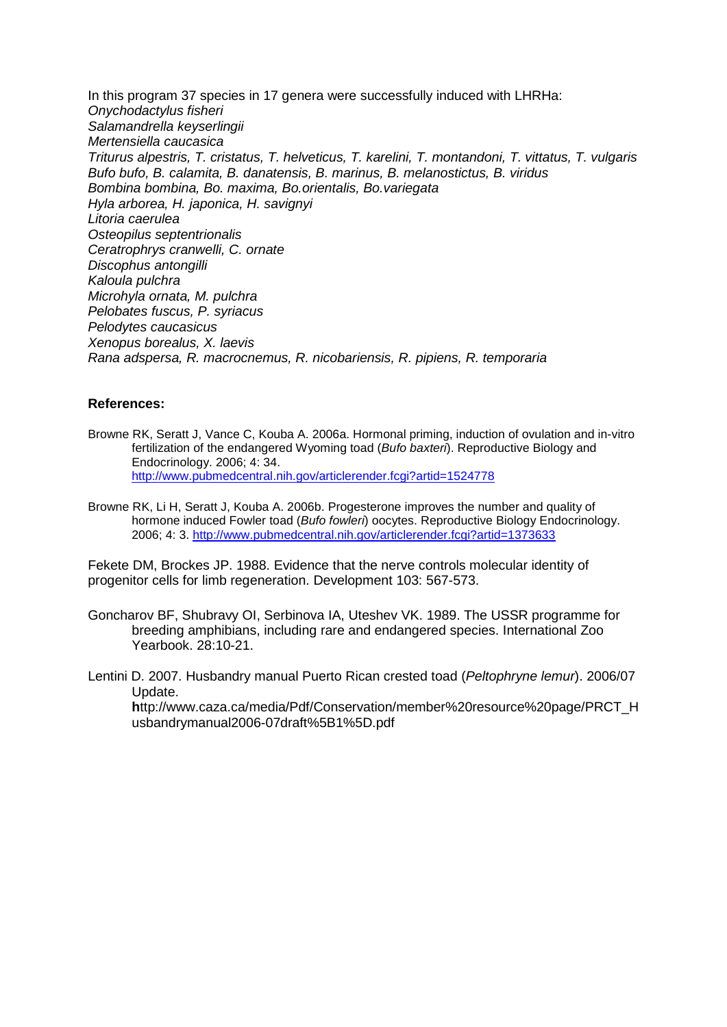In this program 37 species in 17 genera were successfully induced with LHRHa:

*Onychodactylus fisheri*
*Salamandrella keyserlingii*
*Mertensiella caucasica*
*Triturus alpestris, T. cristatus, T. helveticus, T. karelini, T. montandoni, T. vittatus, T. vulgaris*
*Bufo bufo, B. calamita, B. danatensis, B. marinus, B. melanostictus, B. viridus*
*Bombina bombina, Bo. maxima, Bo.orientalis, Bo.variegata*
*Hyla arborea, H. japonica, H. savignyi*
*Litoria caerulea*
*Osteopilus septentrionalis*
*Ceratrophrys cranwelli, C. ornate*
*Discophus antongilli*
*Kaloula pulchra*
*Microhyla ornata, M. pulchra*
*Pelobates fuscus, P. syriacus*
*Pelodytes caucasicus*
*Xenopus borealus, X. laevis*
*Rana adspersa, R. macrocnemus, R. nicobariensis, R. pipiens, R. temporaria*

**References:**

Browne RK, Seratt J, Vance C, Kouba A. 2006a. Hormonal priming, induction of ovulation and in-vitro fertilization of the endangered Wyoming toad (*Bufo baxteri*). Reproductive Biology and Endocrinology. 2006; 4: 34. http://www.pubmedcentral.nih.gov/articlerender.fcgi?artid=1524778

Browne RK, Li H, Seratt J, Kouba A. 2006b. Progesterone improves the number and quality of hormone induced Fowler toad (*Bufo fowleri*) oocytes. Reproductive Biology Endocrinology. 2006; 4: 3. http://www.pubmedcentral.nih.gov/articlerender.fcgi?artid=1373633

Fekete DM, Brockes JP. 1988. Evidence that the nerve controls molecular identity of progenitor cells for limb regeneration. Development 103: 567-573.

Goncharov BF, Shubravy OI, Serbinova IA, Uteshev VK. 1989. The USSR programme for breeding amphibians, including rare and endangered species. International Zoo Yearbook. 28:10-21.

Lentini D. 2007. Husbandry manual Puerto Rican crested toad (*Peltophryne lemur*). 2006/07 Update. http://www.caza.ca/media/Pdf/Conservation/member%20resource%20page/PRCT_Husbandrymanual2006-07draft%5B1%5D.pdf